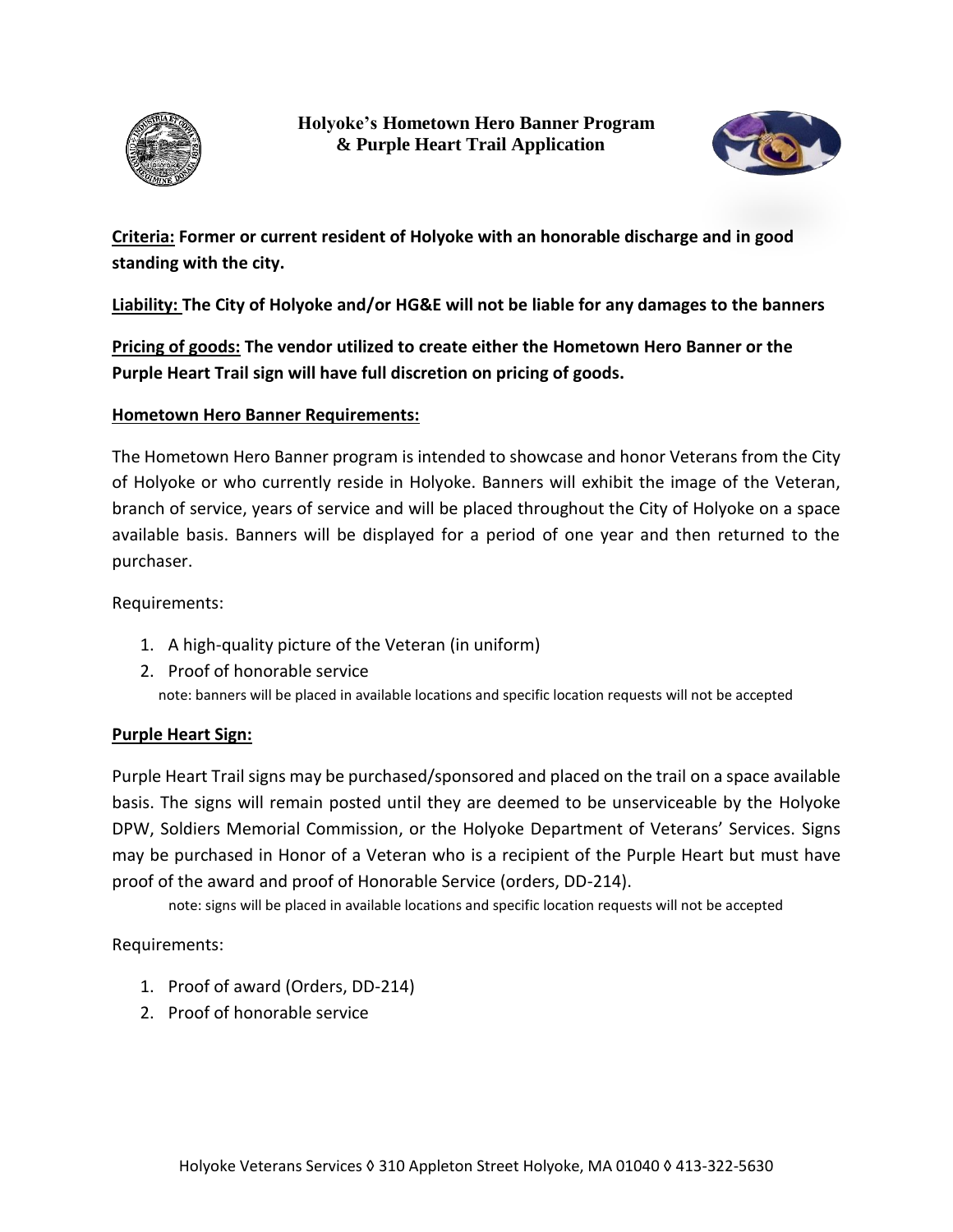# Holyoke's Hometown Hero Banner Program & Purple Heart Trail Application

**Criteria: Former or current resident of Holyoke with an honorable discharge and in good standing with the city.**

**Liability: The City of Holyoke and/or HG&E will not be liable for any damages to the banners**

**Pricing of goods: The vendor utilized to create either the Hometown Hero Banner or the Purple Heart Trail sign will have full discretion on pricing of goods.**

## Hometown Hero Banner Requirements:

The Hometown Hero Banner program is intended to showcase and honor Veterans from the City of Holyoke or who currently reside in Holyoke. Banners will exhibit the image of the Veteran, branch of service, years of service and will be placed throughout the City of Holyoke on a space available basis. Banners will be displayed for a period of one year and then returned to the purchaser.

Requirements:

1. A high-quality picture of the Veteran (in uniform)
2. Proof of honorable service

note: banners will be placed in available locations and specific location requests will not be accepted

## Purple Heart Sign:

Purple Heart Trail signs may be purchased/sponsored and placed on the trail on a space available basis. The signs will remain posted until they are deemed to be unserviceable by the Holyoke DPW, Soldiers Memorial Commission, or the Holyoke Department of Veterans' Services. Signs may be purchased in Honor of a Veteran who is a recipient of the Purple Heart but must have proof of the award and proof of Honorable Service (orders, DD-214).

note: signs will be placed in available locations and specific location requests will not be accepted

Requirements:

1. Proof of award (Orders, DD-214)
2. Proof of honorable service

Holyoke Veterans Services ◊ 310 Appleton Street Holyoke, MA 01040 ◊ 413-322-5630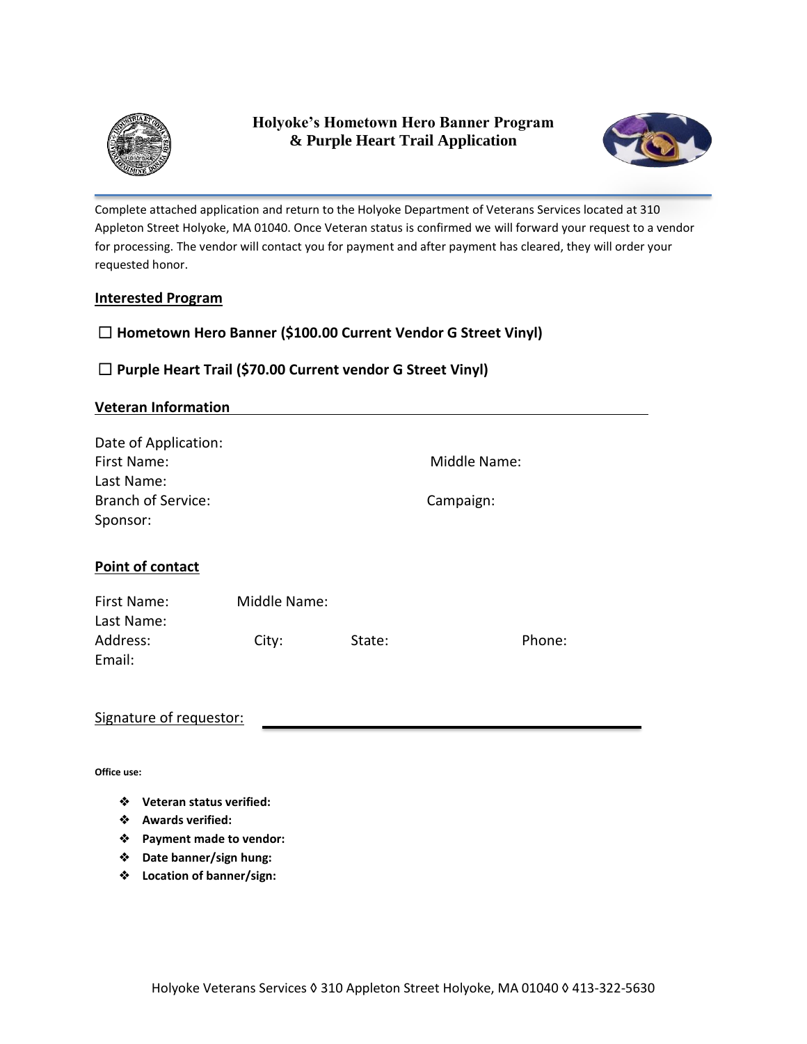# Holyoke's Hometown Hero Banner Program & Purple Heart Trail Application

Complete attached application and return to the Holyoke Department of Veterans Services located at 310 Appleton Street Holyoke, MA 01040. Once Veteran status is confirmed we will forward your request to a vendor for processing. The vendor will contact you for payment and after payment has cleared, they will order your requested honor.

## Interested Program

☐ **Hometown Hero Banner ($100.00 Current Vendor G Street Vinyl)**

☐ **Purple Heart Trail ($70.00 Current vendor G Street Vinyl)**

## Veteran Information

Date of Application:

First Name: Middle Name:

Last Name:

Branch of Service: Campaign:

Sponsor:

## Point of contact

First Name: Middle Name:

Last Name:

Address: City: State: Phone:

Email:

Signature of requestor: ______________________________

**Office use:**

- **Veteran status verified:**
- **Awards verified:**
- **Payment made to vendor:**
- **Date banner/sign hung:**
- **Location of banner/sign:**

Holyoke Veterans Services ◊ 310 Appleton Street Holyoke, MA 01040 ◊ 413-322-5630